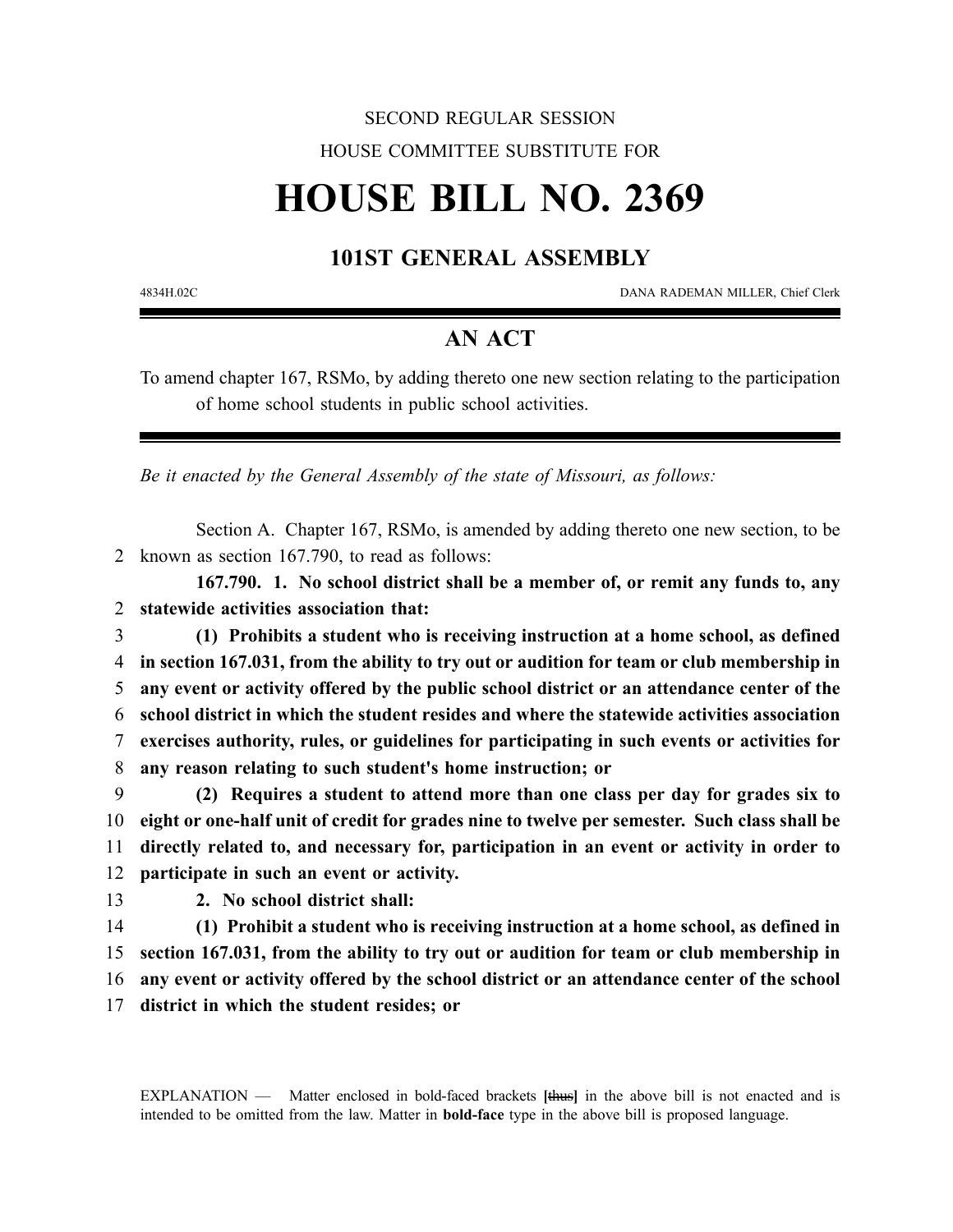SECOND REGULAR SESSION

HOUSE COMMITTEE SUBSTITUTE FOR

# HOUSE BILL NO. 2369

## 101ST GENERAL ASSEMBLY

4834H.02C DANA RADEMAN MILLER, Chief Clerk

## AN ACT

To amend chapter 167, RSMo, by adding thereto one new section relating to the participation of home school students in public school activities.

*Be it enacted by the General Assembly of the state of Missouri, as follows:*

Section A. Chapter 167, RSMo, is amended by adding thereto one new section, to be known as section 167.790, to read as follows:

**167.790. 1. No school district shall be a member of, or remit any funds to, any statewide activities association that:**

**(1) Prohibits a student who is receiving instruction at a home school, as defined in section 167.031, from the ability to try out or audition for team or club membership in any event or activity offered by the public school district or an attendance center of the school district in which the student resides and where the statewide activities association exercises authority, rules, or guidelines for participating in such events or activities for any reason relating to such student's home instruction; or**

**(2) Requires a student to attend more than one class per day for grades six to eight or one-half unit of credit for grades nine to twelve per semester. Such class shall be directly related to, and necessary for, participation in an event or activity in order to participate in such an event or activity.**

**2. No school district shall:**

**(1) Prohibit a student who is receiving instruction at a home school, as defined in section 167.031, from the ability to try out or audition for team or club membership in any event or activity offered by the school district or an attendance center of the school district in which the student resides; or**

EXPLANATION — Matter enclosed in bold-faced brackets **[thus]** in the above bill is not enacted and is intended to be omitted from the law. Matter in **bold-face** type in the above bill is proposed language.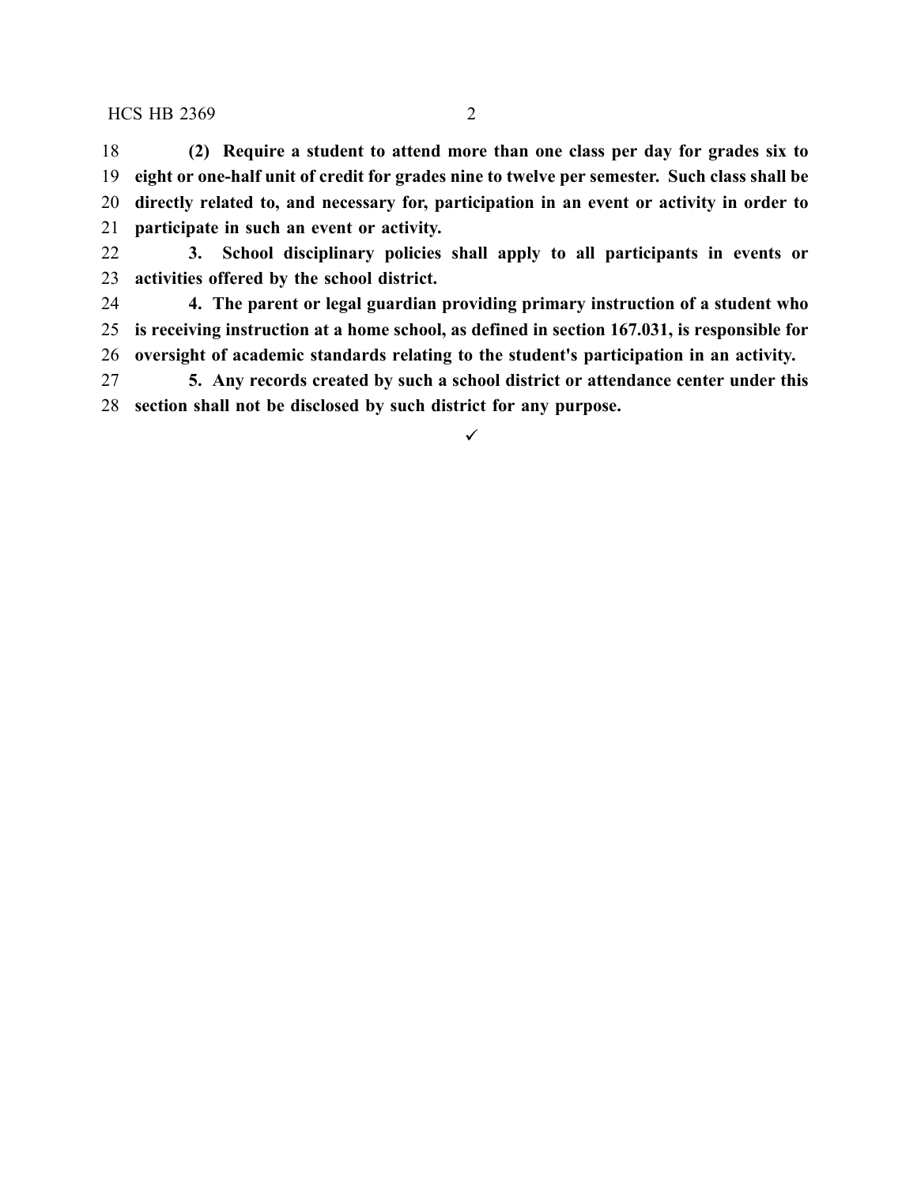**(2) Require a student to attend more than one class per day for grades six to eight or one-half unit of credit for grades nine to twelve per semester. Such class shall be directly related to, and necessary for, participation in an event or activity in order to participate in such an event or activity.**

**3. School disciplinary policies shall apply to all participants in events or activities offered by the school district.**

**4. The parent or legal guardian providing primary instruction of a student who is receiving instruction at a home school, as defined in section 167.031, is responsible for oversight of academic standards relating to the student's participation in an activity.**

**5. Any records created by such a school district or attendance center under this section shall not be disclosed by such district for any purpose.**

✓